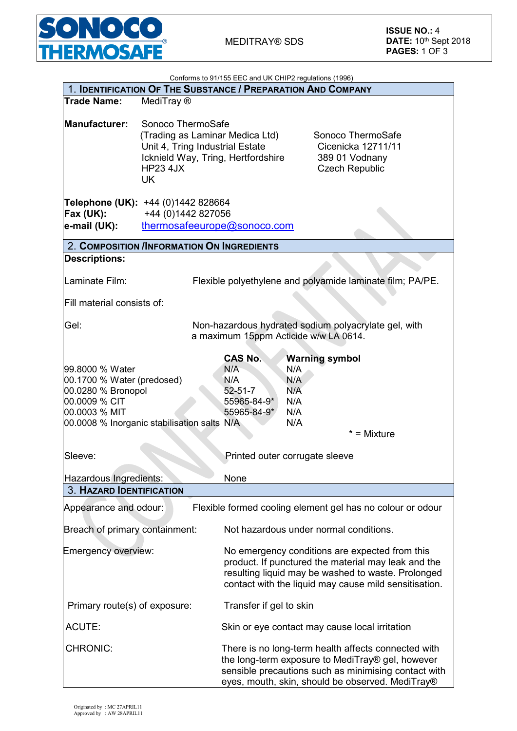Conforms to 91/155 EEC and UK CHIP2 regulations (1996)

## 1. Identification Of The Substance / Preparation And Company

**Trade Name:** MediTray ®

**Manufacturer:**

Sonoco ThermoSafe
(Trading as Laminar Medica Ltd)
Unit 4, Tring Industrial Estate
Icknield Way, Tring, Hertfordshire
HP23 4JX
UK

Sonoco ThermoSafe
Cicenicka 12711/11
389 01 Vodnany
Czech Republic

**Telephone (UK):** +44 (0)1442 828664
**Fax (UK):** +44 (0)1442 827056
**e-mail (UK):** thermosafeeurope@sonoco.com

## 2. Composition /Information On Ingredients

**Descriptions:**

Laminate Film: Flexible polyethylene and polyamide laminate film; PA/PE.

Fill material consists of:

Gel: Non-hazardous hydrated sodium polyacrylate gel, with a maximum 15ppm Acticide w/w LA 0614.

| | CAS No. | Warning symbol |
|---|---|---|
| 99.8000 % Water | N/A | N/A |
| 00.1700 % Water (predosed) | N/A | N/A |
| 00.0280 % Bronopol | 52-51-7 | N/A |
| 00.0009 % CIT | 55965-84-9* | N/A |
| 00.0003 % MIT | 55965-84-9* | N/A |
| 00.0008 % Inorganic stabilisation salts | N/A | N/A |

* = Mixture

Sleeve: Printed outer corrugate sleeve

Hazardous Ingredients: None

## 3. Hazard Identification

Appearance and odour: Flexible formed cooling element gel has no colour or odour

Breach of primary containment: Not hazardous under normal conditions.

Emergency overview: No emergency conditions are expected from this product. If punctured the material may leak and the resulting liquid may be washed to waste. Prolonged contact with the liquid may cause mild sensitisation.

Primary route(s) of exposure: Transfer if gel to skin

ACUTE: Skin or eye contact may cause local irritation

CHRONIC: There is no long-term health affects connected with the long-term exposure to MediTray® gel, however sensible precautions such as minimising contact with eyes, mouth, skin, should be observed. MediTray®

Originated by : MC 27APRIL11
Approved by : AW 28APRIL11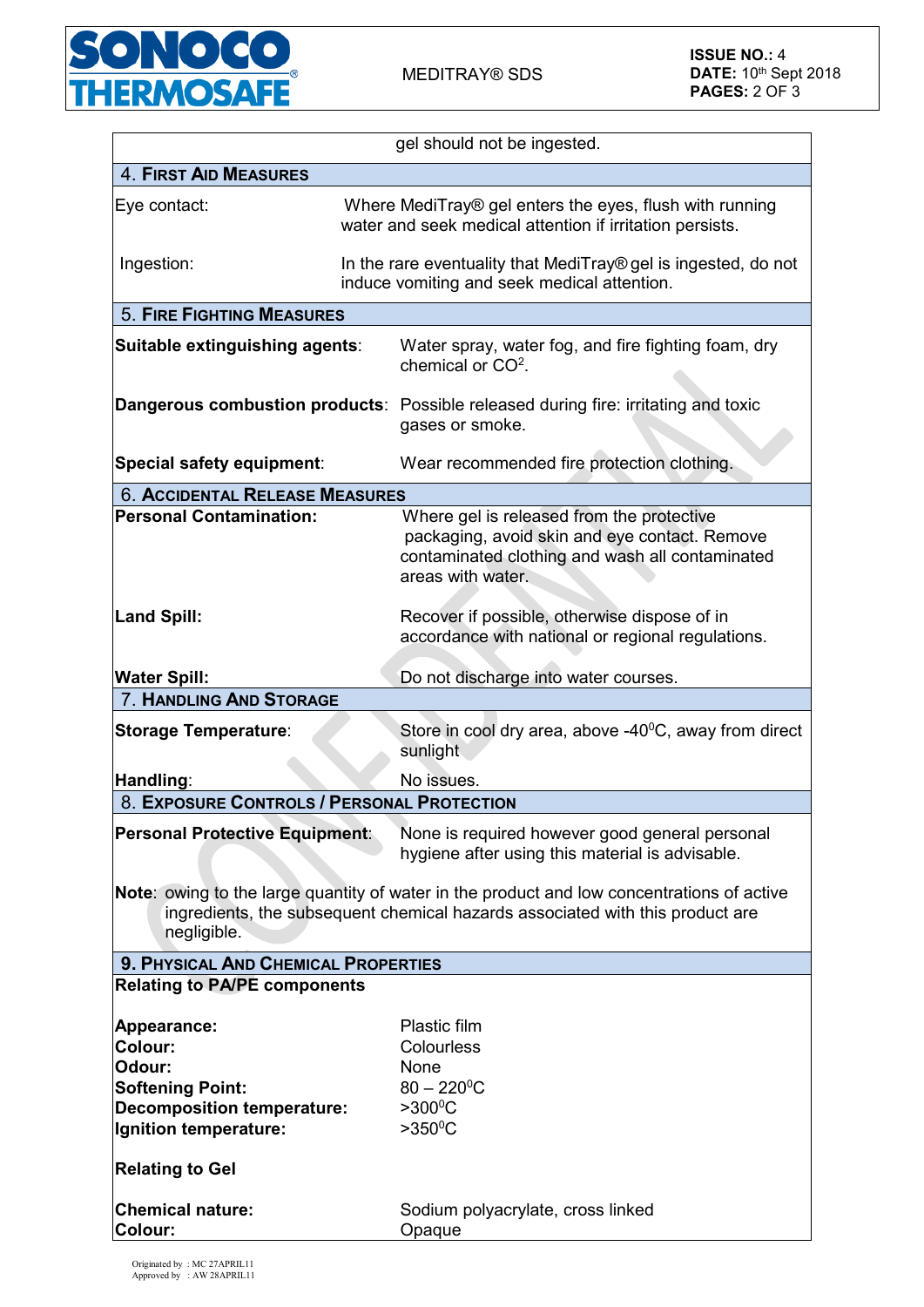gel should not be ingested.

## 4. First Aid Measures

| | |
|---|---|
| Eye contact: | Where MediTray® gel enters the eyes, flush with running water and seek medical attention if irritation persists. |
| Ingestion: | In the rare eventuality that MediTray® gel is ingested, do not induce vomiting and seek medical attention. |

## 5. Fire Fighting Measures

| | |
|---|---|
| **Suitable extinguishing agents**: | Water spray, water fog, and fire fighting foam, dry chemical or $CO^2$. |
| **Dangerous combustion products**: | Possible released during fire: irritating and toxic gases or smoke. |
| **Special safety equipment**: | Wear recommended fire protection clothing. |

## 6. Accidental Release Measures

| | |
|---|---|
| **Personal Contamination:** | Where gel is released from the protective packaging, avoid skin and eye contact. Remove contaminated clothing and wash all contaminated areas with water. |
| **Land Spill:** | Recover if possible, otherwise dispose of in accordance with national or regional regulations. |
| **Water Spill:** | Do not discharge into water courses. |

## 7. Handling And Storage

| | |
|---|---|
| **Storage Temperature**: | Store in cool dry area, above -40$^0$C, away from direct sunlight |
| **Handling**: | No issues. |

## 8. Exposure Controls / Personal Protection

| | |
|---|---|
| **Personal Protective Equipment**: | None is required however good general personal hygiene after using this material is advisable. |

**Note**: owing to the large quantity of water in the product and low concentrations of active ingredients, the subsequent chemical hazards associated with this product are negligible.

## 9. Physical And Chemical Properties

**Relating to PA/PE components**

| | |
|---|---|
| **Appearance:** | Plastic film |
| **Colour:** | Colourless |
| **Odour:** | None |
| **Softening Point:** | 80 – 220$^0$C |
| **Decomposition temperature:** | >300$^0$C |
| **Ignition temperature:** | >350$^0$C |

**Relating to Gel**

| | |
|---|---|
| **Chemical nature:** | Sodium polyacrylate, cross linked |
| **Colour:** | Opaque |

Originated by : MC 27APRIL11
Approved by : AW 28APRIL11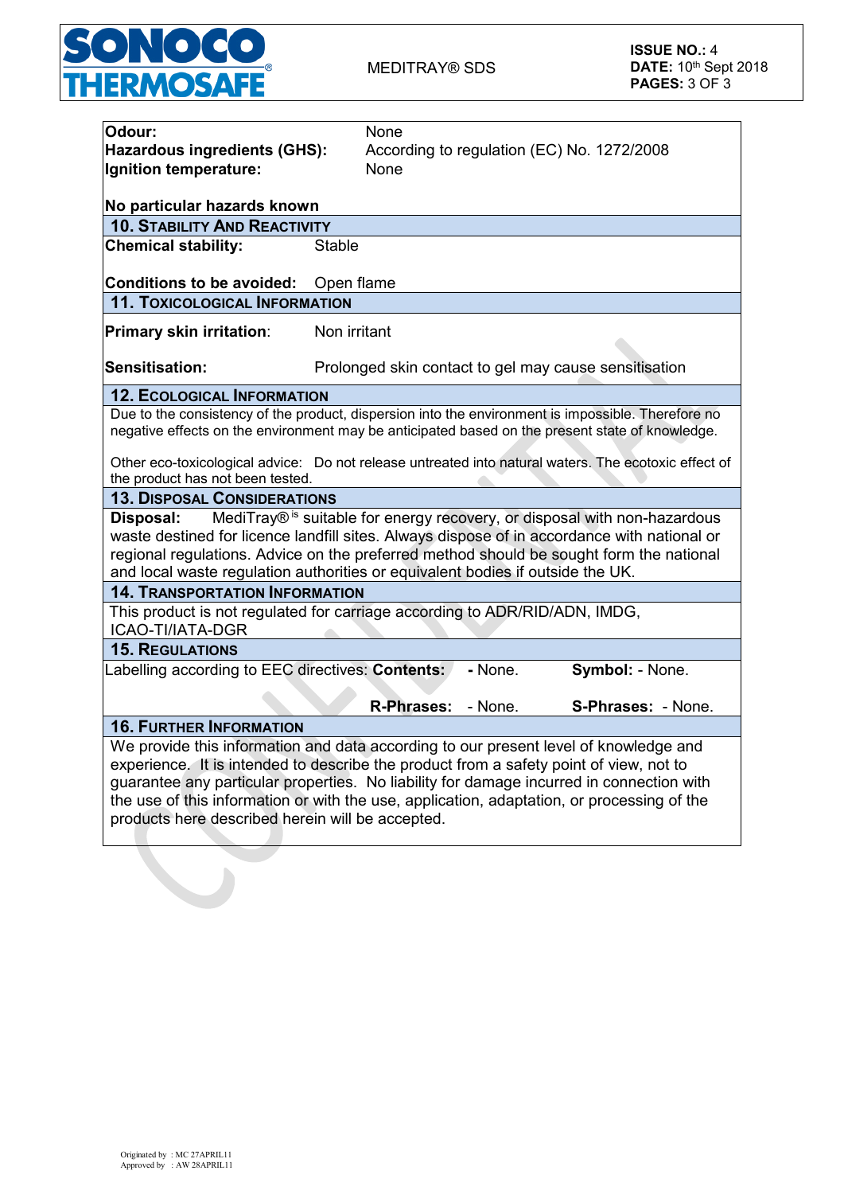**Odour:** None
**Hazardous ingredients (GHS):** According to regulation (EC) No. 1272/2008
**Ignition temperature:** None

**No particular hazards known**

## 10. Stability And Reactivity

**Chemical stability:** Stable

**Conditions to be avoided:** Open flame

## 11. Toxicological Information

**Primary skin irritation:** Non irritant

**Sensitisation:** Prolonged skin contact to gel may cause sensitisation

## 12. Ecological Information

Due to the consistency of the product, dispersion into the environment is impossible. Therefore no negative effects on the environment may be anticipated based on the present state of knowledge.

Other eco-toxicological advice: Do not release untreated into natural waters. The ecotoxic effect of the product has not been tested.

## 13. Disposal Considerations

**Disposal:** MediTray® is suitable for energy recovery, or disposal with non-hazardous waste destined for licence landfill sites. Always dispose of in accordance with national or regional regulations. Advice on the preferred method should be sought form the national and local waste regulation authorities or equivalent bodies if outside the UK.

## 14. Transportation Information

This product is not regulated for carriage according to ADR/RID/ADN, IMDG, ICAO-TI/IATA-DGR

## 15. Regulations

Labelling according to EEC directives: **Contents:** - None. **Symbol:** - None.

**R-Phrases:** - None. **S-Phrases:** - None.

## 16. Further Information

We provide this information and data according to our present level of knowledge and experience. It is intended to describe the product from a safety point of view, not to guarantee any particular properties. No liability for damage incurred in connection with the use of this information or with the use, application, adaptation, or processing of the products here described herein will be accepted.

Originated by : MC 27APRIL11
Approved by : AW 28APRIL11